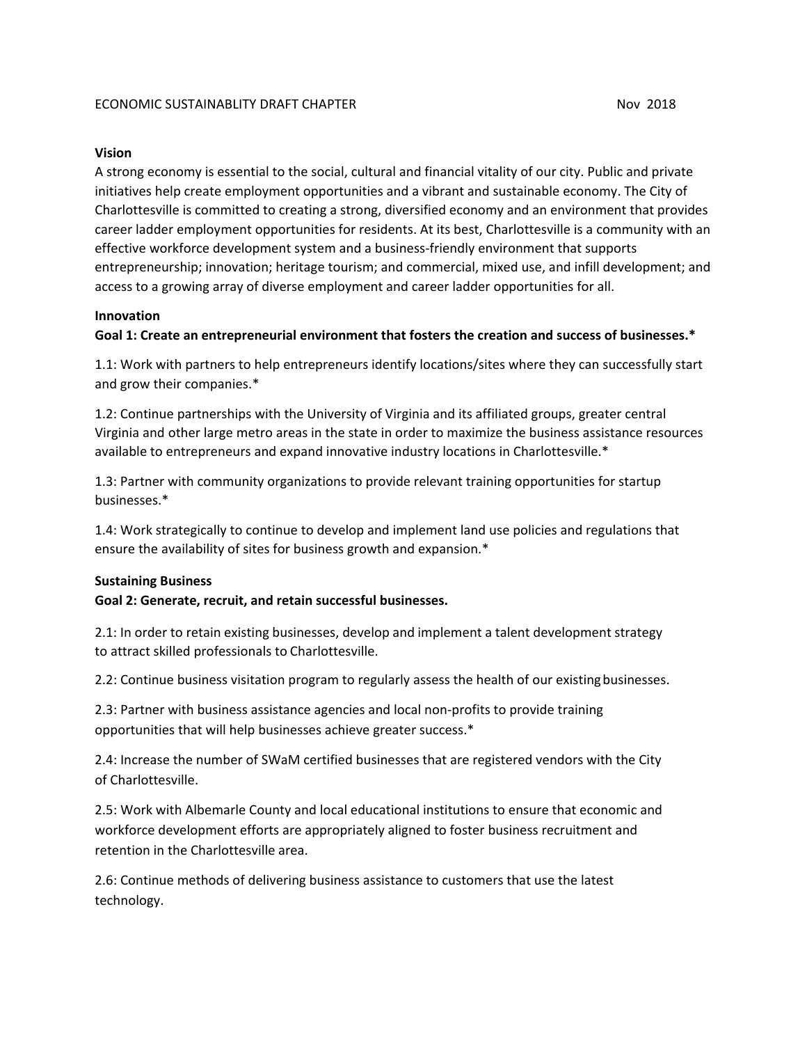# ECONOMIC SUSTAINABLITY DRAFT CHAPTER

Nov 2018

### Vision

A strong economy is essential to the social, cultural and financial vitality of our city. Public and private initiatives help create employment opportunities and a vibrant and sustainable economy. The City of Charlottesville is committed to creating a strong, diversified economy and an environment that provides career ladder employment opportunities for residents. At its best, Charlottesville is a community with an effective workforce development system and a business-friendly environment that supports entrepreneurship; innovation; heritage tourism; and commercial, mixed use, and infill development; and access to a growing array of diverse employment and career ladder opportunities for all.

### Innovation

**Goal 1: Create an entrepreneurial environment that fosters the creation and success of businesses.***

1.1: Work with partners to help entrepreneurs identify locations/sites where they can successfully start and grow their companies.*

1.2: Continue partnerships with the University of Virginia and its affiliated groups, greater central Virginia and other large metro areas in the state in order to maximize the business assistance resources available to entrepreneurs and expand innovative industry locations in Charlottesville.*

1.3: Partner with community organizations to provide relevant training opportunities for startup businesses.*

1.4: Work strategically to continue to develop and implement land use policies and regulations that ensure the availability of sites for business growth and expansion.*

### Sustaining Business

**Goal 2: Generate, recruit, and retain successful businesses.**

2.1: In order to retain existing businesses, develop and implement a talent development strategy to attract skilled professionals to Charlottesville.

2.2: Continue business visitation program to regularly assess the health of our existing businesses.

2.3: Partner with business assistance agencies and local non-profits to provide training opportunities that will help businesses achieve greater success.*

2.4: Increase the number of SWaM certified businesses that are registered vendors with the City of Charlottesville.

2.5: Work with Albemarle County and local educational institutions to ensure that economic and workforce development efforts are appropriately aligned to foster business recruitment and retention in the Charlottesville area.

2.6: Continue methods of delivering business assistance to customers that use the latest technology.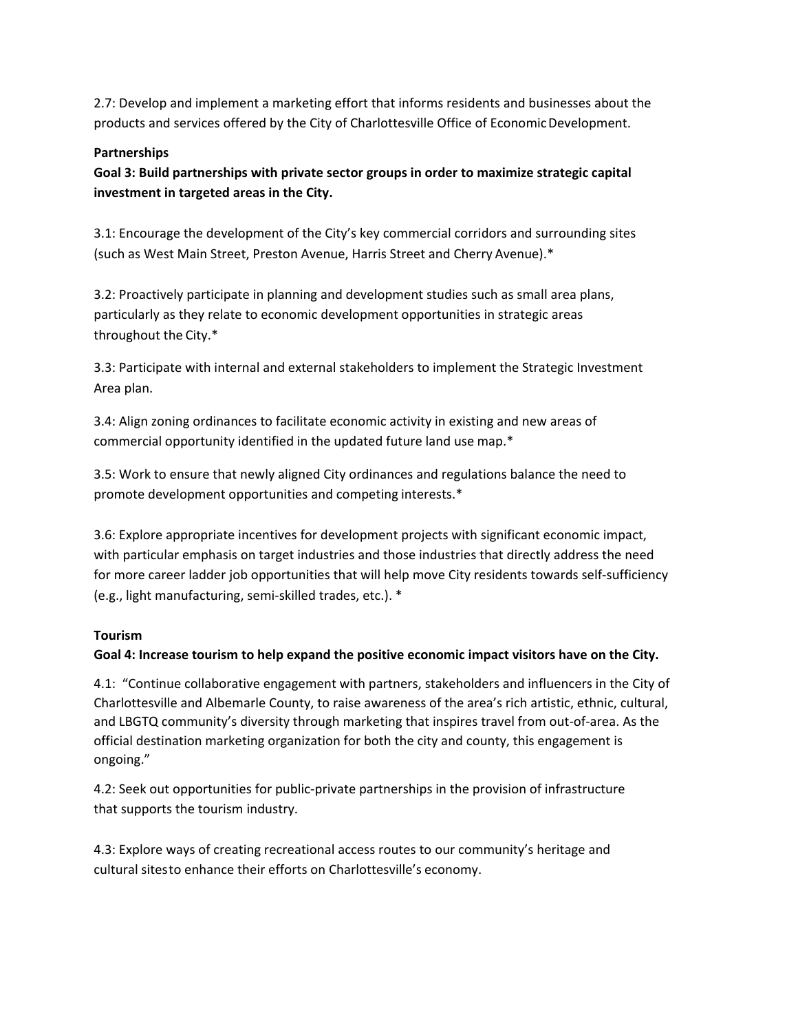2.7: Develop and implement a marketing effort that informs residents and businesses about the products and services offered by the City of Charlottesville Office of Economic Development.

**Partnerships**

**Goal 3: Build partnerships with private sector groups in order to maximize strategic capital investment in targeted areas in the City.**

3.1: Encourage the development of the City's key commercial corridors and surrounding sites (such as West Main Street, Preston Avenue, Harris Street and Cherry Avenue).*

3.2: Proactively participate in planning and development studies such as small area plans, particularly as they relate to economic development opportunities in strategic areas throughout the City.*

3.3: Participate with internal and external stakeholders to implement the Strategic Investment Area plan.

3.4: Align zoning ordinances to facilitate economic activity in existing and new areas of commercial opportunity identified in the updated future land use map.*

3.5: Work to ensure that newly aligned City ordinances and regulations balance the need to promote development opportunities and competing interests.*

3.6: Explore appropriate incentives for development projects with significant economic impact, with particular emphasis on target industries and those industries that directly address the need for more career ladder job opportunities that will help move City residents towards self-sufficiency (e.g., light manufacturing, semi-skilled trades, etc.). *

**Tourism**

**Goal 4: Increase tourism to help expand the positive economic impact visitors have on the City.**

4.1: "Continue collaborative engagement with partners, stakeholders and influencers in the City of Charlottesville and Albemarle County, to raise awareness of the area's rich artistic, ethnic, cultural, and LBGTQ community's diversity through marketing that inspires travel from out-of-area. As the official destination marketing organization for both the city and county, this engagement is ongoing."

4.2: Seek out opportunities for public-private partnerships in the provision of infrastructure that supports the tourism industry.

4.3: Explore ways of creating recreational access routes to our community's heritage and cultural sitesto enhance their efforts on Charlottesville's economy.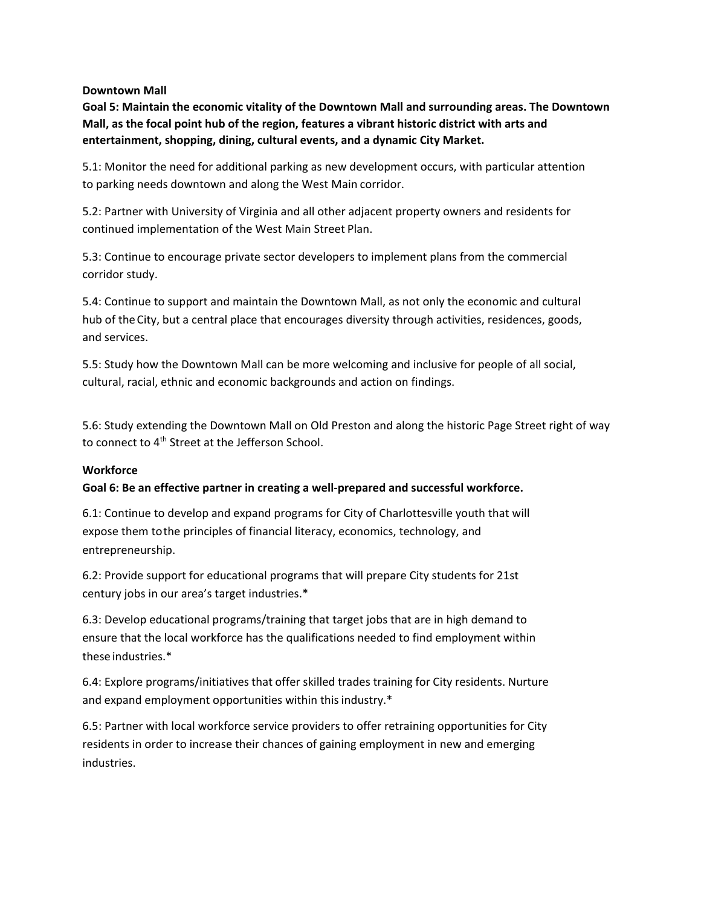**Downtown Mall**

**Goal 5: Maintain the economic vitality of the Downtown Mall and surrounding areas. The Downtown Mall, as the focal point hub of the region, features a vibrant historic district with arts and entertainment, shopping, dining, cultural events, and a dynamic City Market.**

5.1: Monitor the need for additional parking as new development occurs, with particular attention to parking needs downtown and along the West Main corridor.

5.2: Partner with University of Virginia and all other adjacent property owners and residents for continued implementation of the West Main Street Plan.

5.3: Continue to encourage private sector developers to implement plans from the commercial corridor study.

5.4: Continue to support and maintain the Downtown Mall, as not only the economic and cultural hub of the City, but a central place that encourages diversity through activities, residences, goods, and services.

5.5: Study how the Downtown Mall can be more welcoming and inclusive for people of all social, cultural, racial, ethnic and economic backgrounds and action on findings.

5.6: Study extending the Downtown Mall on Old Preston and along the historic Page Street right of way to connect to 4th Street at the Jefferson School.

**Workforce**

**Goal 6: Be an effective partner in creating a well-prepared and successful workforce.**

6.1: Continue to develop and expand programs for City of Charlottesville youth that will expose them to the principles of financial literacy, economics, technology, and entrepreneurship.

6.2: Provide support for educational programs that will prepare City students for 21st century jobs in our area's target industries.*

6.3: Develop educational programs/training that target jobs that are in high demand to ensure that the local workforce has the qualifications needed to find employment within these industries.*

6.4: Explore programs/initiatives that offer skilled trades training for City residents. Nurture and expand employment opportunities within this industry.*

6.5: Partner with local workforce service providers to offer retraining opportunities for City residents in order to increase their chances of gaining employment in new and emerging industries.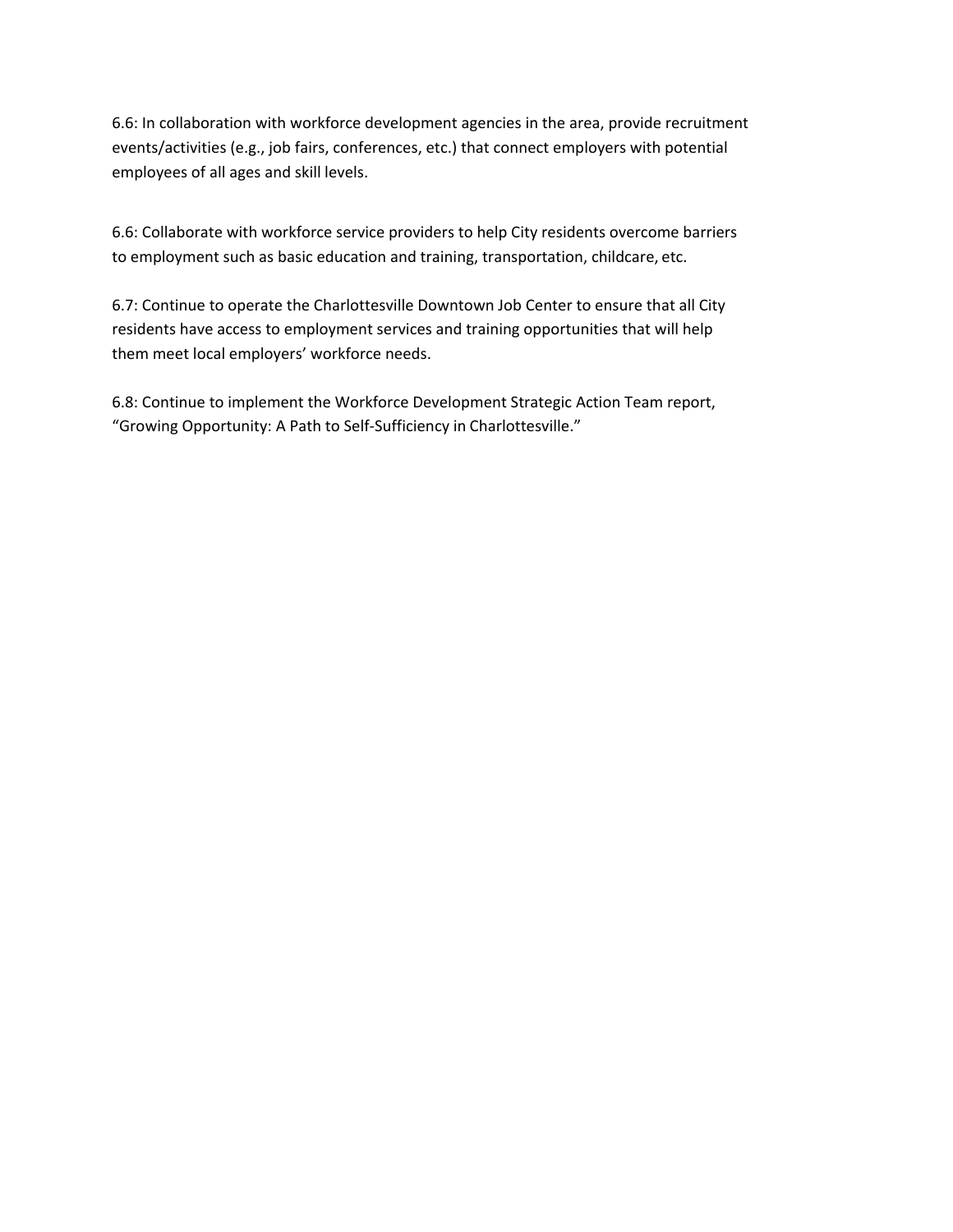6.6: In collaboration with workforce development agencies in the area, provide recruitment events/activities (e.g., job fairs, conferences, etc.) that connect employers with potential employees of all ages and skill levels.

6.6: Collaborate with workforce service providers to help City residents overcome barriers to employment such as basic education and training, transportation, childcare, etc.

6.7: Continue to operate the Charlottesville Downtown Job Center to ensure that all City residents have access to employment services and training opportunities that will help them meet local employers' workforce needs.

6.8: Continue to implement the Workforce Development Strategic Action Team report, "Growing Opportunity: A Path to Self-Sufficiency in Charlottesville."